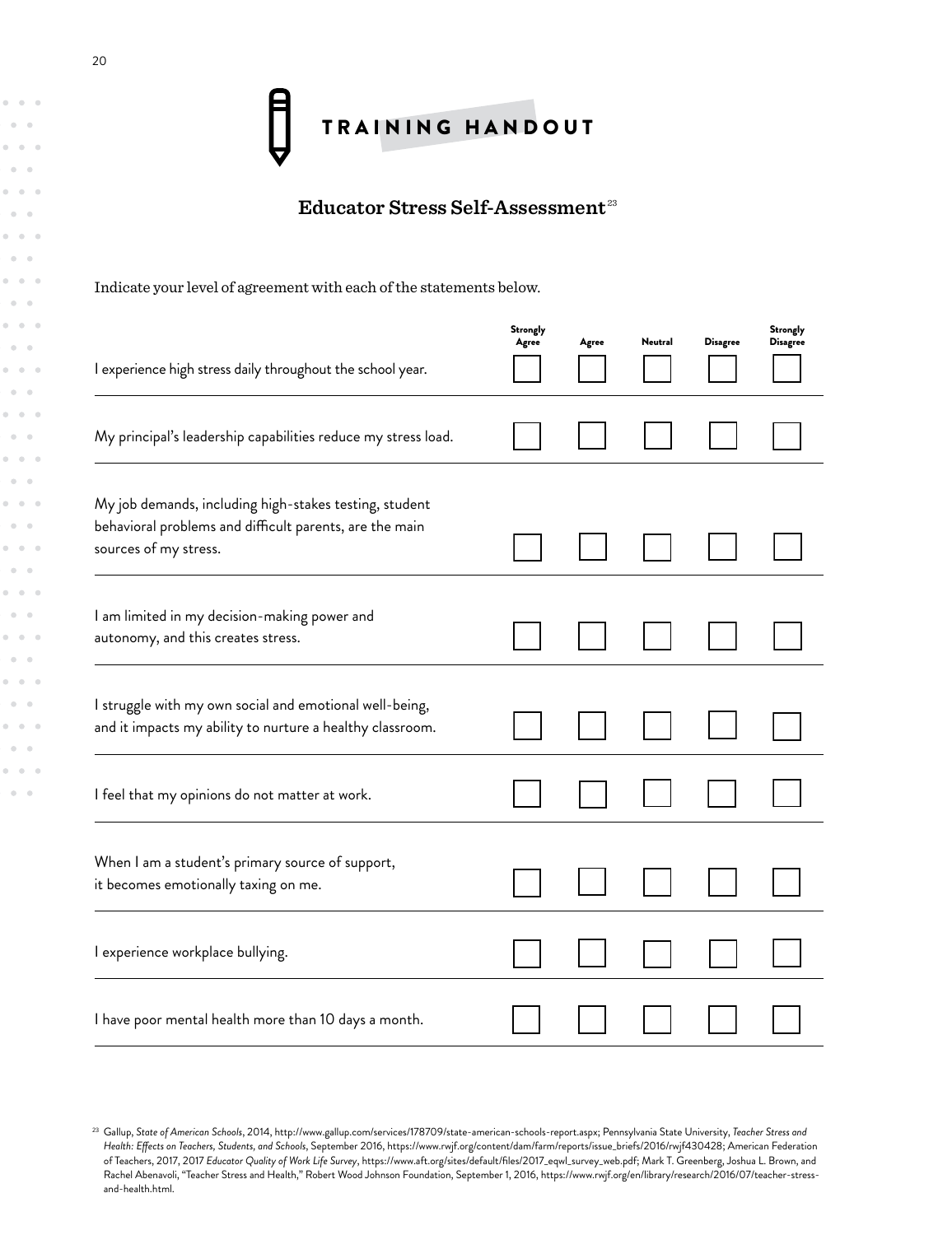# TRAINING HANDOUT

## Educator Stress Self-Assessment[23]

Indicate your level of agreement with each of the statements below.

| | Strongly Agree | Agree | Neutral | Disagree | Strongly Disagree |
|---|---|---|---|---|---|
| I experience high stress daily throughout the school year. | ☐ | ☐ | ☐ | ☐ | ☐ |
| My principal's leadership capabilities reduce my stress load. | ☐ | ☐ | ☐ | ☐ | ☐ |
| My job demands, including high-stakes testing, student behavioral problems and difficult parents, are the main sources of my stress. | ☐ | ☐ | ☐ | ☐ | ☐ |
| I am limited in my decision-making power and autonomy, and this creates stress. | ☐ | ☐ | ☐ | ☐ | ☐ |
| I struggle with my own social and emotional well-being, and it impacts my ability to nurture a healthy classroom. | ☐ | ☐ | ☐ | ☐ | ☐ |
| I feel that my opinions do not matter at work. | ☐ | ☐ | ☐ | ☐ | ☐ |
| When I am a student's primary source of support, it becomes emotionally taxing on me. | ☐ | ☐ | ☐ | ☐ | ☐ |
| I experience workplace bullying. | ☐ | ☐ | ☐ | ☐ | ☐ |
| I have poor mental health more than 10 days a month. | ☐ | ☐ | ☐ | ☐ | ☐ |

[23] Gallup, *State of American Schools*, 2014, http://www.gallup.com/services/178709/state-american-schools-report.aspx; Pennsylvania State University, *Teacher Stress and Health: Effects on Teachers, Students, and Schools*, September 2016, https://www.rwjf.org/content/dam/farm/reports/issue_briefs/2016/rwjf430428; American Federation of Teachers, 2017, 2017 *Educator Quality of Work Life Survey*, https://www.aft.org/sites/default/files/2017_eqwl_survey_web.pdf; Mark T. Greenberg, Joshua L. Brown, and Rachel Abenavoli, "Teacher Stress and Health," Robert Wood Johnson Foundation, September 1, 2016, https://www.rwjf.org/en/library/research/2016/07/teacher-stress-and-health.html.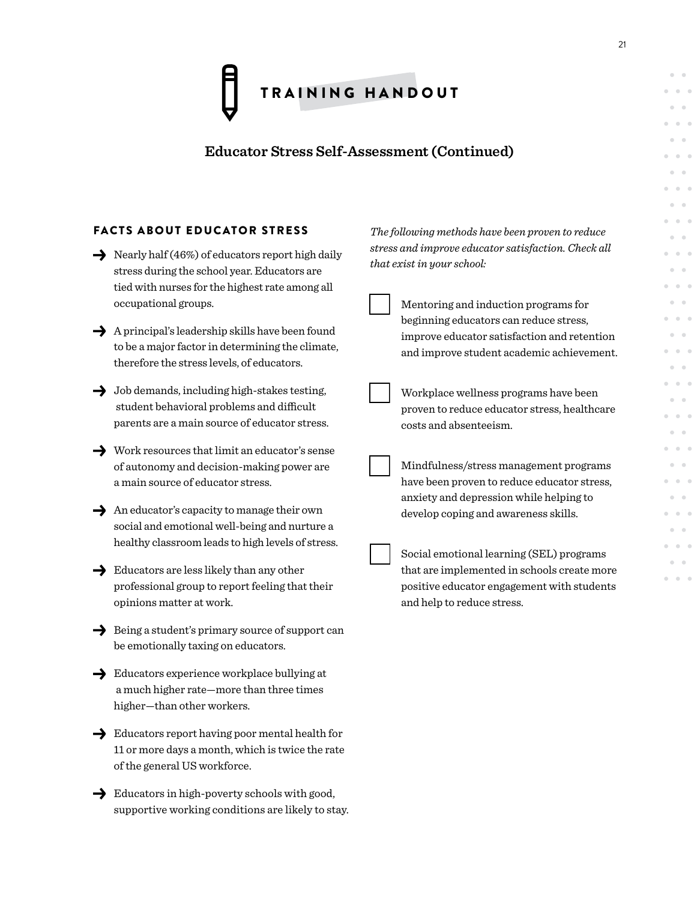# TRAINING HANDOUT

## Educator Stress Self-Assessment (Continued)

### FACTS ABOUT EDUCATOR STRESS

- Nearly half (46%) of educators report high daily stress during the school year. Educators are tied with nurses for the highest rate among all occupational groups.
- A principal's leadership skills have been found to be a major factor in determining the climate, therefore the stress levels, of educators.
- Job demands, including high-stakes testing, student behavioral problems and difficult parents are a main source of educator stress.
- Work resources that limit an educator's sense of autonomy and decision-making power are a main source of educator stress.
- An educator's capacity to manage their own social and emotional well-being and nurture a healthy classroom leads to high levels of stress.
- Educators are less likely than any other professional group to report feeling that their opinions matter at work.
- Being a student's primary source of support can be emotionally taxing on educators.
- Educators experience workplace bullying at a much higher rate—more than three times higher—than other workers.
- Educators report having poor mental health for 11 or more days a month, which is twice the rate of the general US workforce.
- Educators in high-poverty schools with good, supportive working conditions are likely to stay.

*The following methods have been proven to reduce stress and improve educator satisfaction. Check all that exist in your school:*

- [ ] Mentoring and induction programs for beginning educators can reduce stress, improve educator satisfaction and retention and improve student academic achievement.
- [ ] Workplace wellness programs have been proven to reduce educator stress, healthcare costs and absenteeism.
- [ ] Mindfulness/stress management programs have been proven to reduce educator stress, anxiety and depression while helping to develop coping and awareness skills.
- [ ] Social emotional learning (SEL) programs that are implemented in schools create more positive educator engagement with students and help to reduce stress.